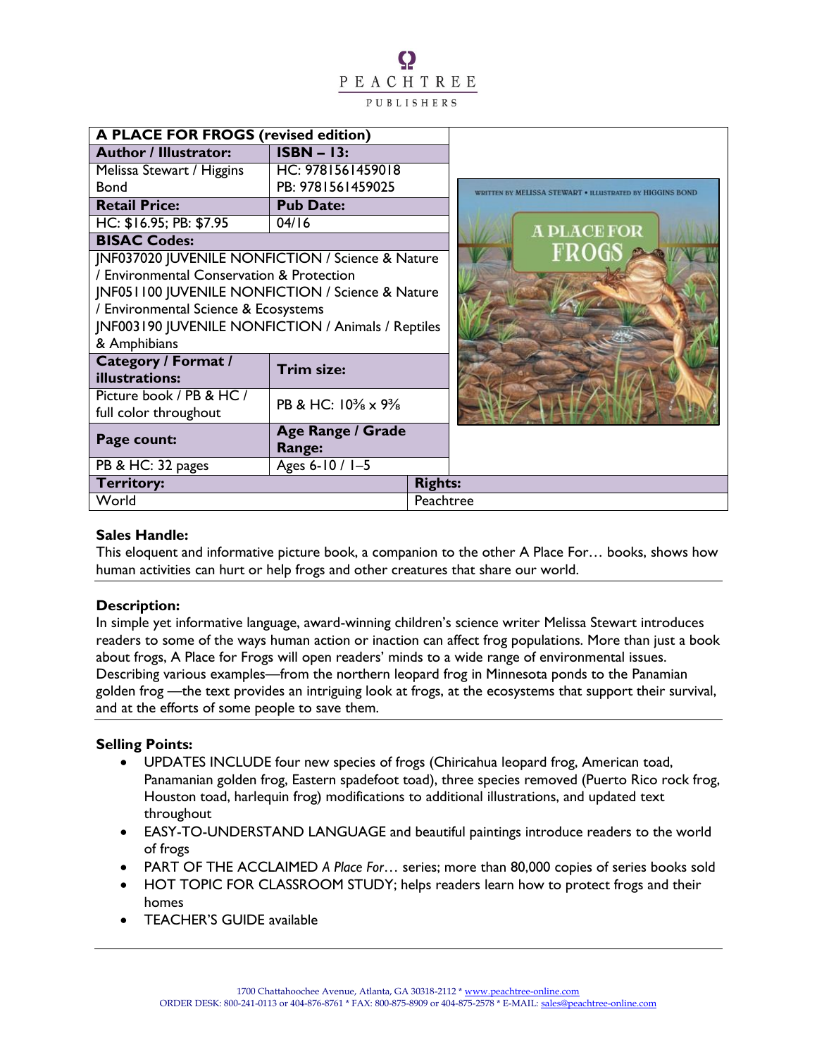PEACHTREE PUBLISHERS

| A PLACE FOR FROGS (revised edition) | | |
|---|---|---|
| **Author / Illustrator:** | **ISBN – 13:** | |
| Melissa Stewart / Higgins Bond | HC: 9781561459018<br>PB: 9781561459025 | |
| **Retail Price:** | **Pub Date:** | |
| HC: $16.95; PB: $7.95 | 04/16 | |
| **BISAC Codes:** | | |
| JNF037020 JUVENILE NONFICTION / Science & Nature / Environmental Conservation & Protection<br>JNF051100 JUVENILE NONFICTION / Science & Nature / Environmental Science & Ecosystems<br>JNF003190 JUVENILE NONFICTION / Animals / Reptiles & Amphibians | | |
| **Category / Format / illustrations:** | **Trim size:** | |
| Picture book / PB & HC / full color throughout | PB & HC: 10⅜ x 9⅜ | |
| **Page count:** | **Age Range / Grade Range:** | |
| PB & HC: 32 pages | Ages 6-10 / 1–5 | |
| **Territory:** | | **Rights:** |
| World | | Peachtree |

**Sales Handle:**
This eloquent and informative picture book, a companion to the other A Place For… books, shows how human activities can hurt or help frogs and other creatures that share our world.

**Description:**
In simple yet informative language, award-winning children's science writer Melissa Stewart introduces readers to some of the ways human action or inaction can affect frog populations. More than just a book about frogs, A Place for Frogs will open readers' minds to a wide range of environmental issues. Describing various examples—from the northern leopard frog in Minnesota ponds to the Panamian golden frog —the text provides an intriguing look at frogs, at the ecosystems that support their survival, and at the efforts of some people to save them.

**Selling Points:**

- UPDATES INCLUDE four new species of frogs (Chiricahua leopard frog, American toad, Panamanian golden frog, Eastern spadefoot toad), three species removed (Puerto Rico rock frog, Houston toad, harlequin frog) modifications to additional illustrations, and updated text throughout
- EASY-TO-UNDERSTAND LANGUAGE and beautiful paintings introduce readers to the world of frogs
- PART OF THE ACCLAIMED *A Place For…* series; more than 80,000 copies of series books sold
- HOT TOPIC FOR CLASSROOM STUDY; helps readers learn how to protect frogs and their homes
- TEACHER'S GUIDE available

1700 Chattahoochee Avenue, Atlanta, GA 30318-2112 * www.peachtree-online.com
ORDER DESK: 800-241-0113 or 404-876-8761 * FAX: 800-875-8909 or 404-875-2578 * E-MAIL: sales@peachtree-online.com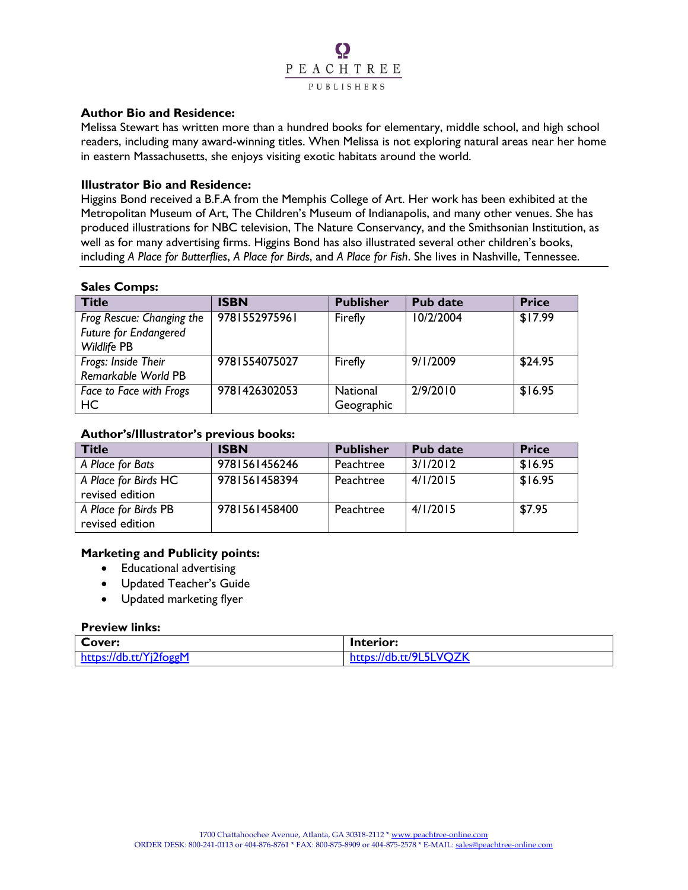**Author Bio and Residence:**
Melissa Stewart has written more than a hundred books for elementary, middle school, and high school readers, including many award-winning titles. When Melissa is not exploring natural areas near her home in eastern Massachusetts, she enjoys visiting exotic habitats around the world.

**Illustrator Bio and Residence:**
Higgins Bond received a B.F.A from the Memphis College of Art. Her work has been exhibited at the Metropolitan Museum of Art, The Children's Museum of Indianapolis, and many other venues. She has produced illustrations for NBC television, The Nature Conservancy, and the Smithsonian Institution, as well as for many advertising firms. Higgins Bond has also illustrated several other children's books, including *A Place for Butterflies*, *A Place for Birds*, and *A Place for Fish*. She lives in Nashville, Tennessee.

**Sales Comps:**

| Title | ISBN | Publisher | Pub date | Price |
|---|---|---|---|---|
| *Frog Rescue: Changing the Future for Endangered Wildlife* PB | 9781552975961 | Firefly | 10/2/2004 | $17.99 |
| *Frogs: Inside Their Remarkable World* PB | 9781554075027 | Firefly | 9/1/2009 | $24.95 |
| *Face to Face with Frogs* HC | 9781426302053 | National Geographic | 2/9/2010 | $16.95 |

**Author's/Illustrator's previous books:**

| Title | ISBN | Publisher | Pub date | Price |
|---|---|---|---|---|
| *A Place for Bats* | 9781561456246 | Peachtree | 3/1/2012 | $16.95 |
| *A Place for Birds* HC revised edition | 9781561458394 | Peachtree | 4/1/2015 | $16.95 |
| *A Place for Birds* PB revised edition | 9781561458400 | Peachtree | 4/1/2015 | $7.95 |

**Marketing and Publicity points:**

- Educational advertising
- Updated Teacher's Guide
- Updated marketing flyer

**Preview links:**

| Cover: | Interior: |
|---|---|
| https://db.tt/Yj2foggM | https://db.tt/9L5LVQZK |

1700 Chattahoochee Avenue, Atlanta, GA 30318-2112 * www.peachtree-online.com
ORDER DESK: 800-241-0113 or 404-876-8761 * FAX: 800-875-8909 or 404-875-2578 * E-MAIL: sales@peachtree-online.com